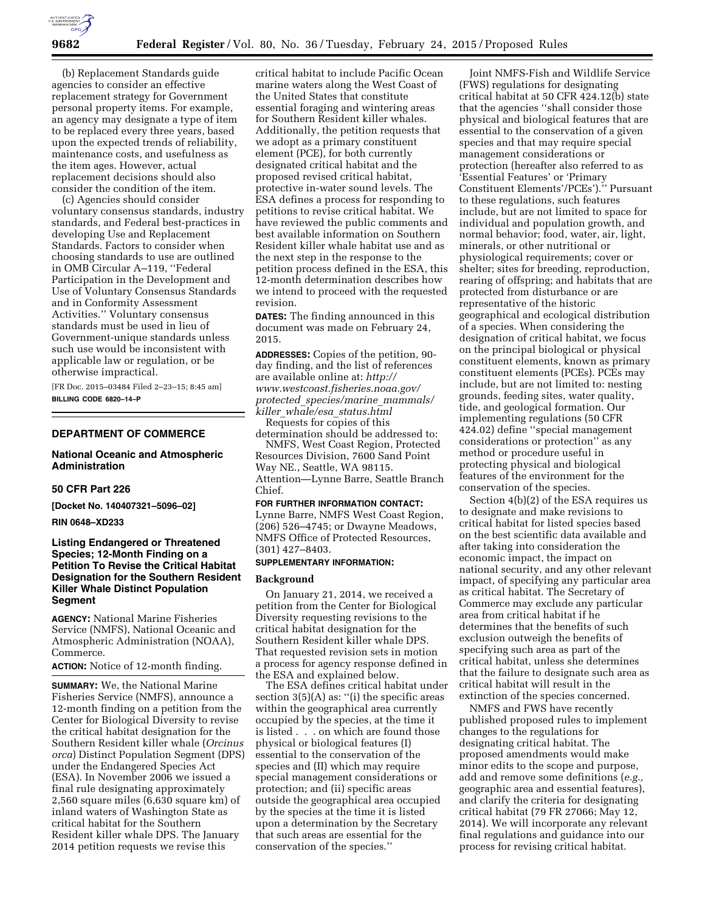(b) Replacement Standards guide agencies to consider an effective replacement strategy for Government personal property items. For example, an agency may designate a type of item to be replaced every three years, based upon the expected trends of reliability, maintenance costs, and usefulness as the item ages. However, actual replacement decisions should also consider the condition of the item.

(c) Agencies should consider voluntary consensus standards, industry standards, and Federal best-practices in developing Use and Replacement Standards. Factors to consider when choosing standards to use are outlined in OMB Circular A–119, ''Federal Participation in the Development and Use of Voluntary Consensus Standards and in Conformity Assessment Activities.'' Voluntary consensus standards must be used in lieu of Government-unique standards unless such use would be inconsistent with applicable law or regulation, or be otherwise impractical.

[FR Doc. 2015–03484 Filed 2–23–15; 8:45 am]

**BILLING CODE 6820–14–P**

---

## DEPARTMENT OF COMMERCE

### National Oceanic and Atmospheric Administration

### 50 CFR Part 226

**[Docket No. 140407321–5096–02]**

**RIN 0648–XD233**

### Listing Endangered or Threatened Species; 12-Month Finding on a Petition To Revise the Critical Habitat Designation for the Southern Resident Killer Whale Distinct Population Segment

**AGENCY:** National Marine Fisheries Service (NMFS), National Oceanic and Atmospheric Administration (NOAA), Commerce.

**ACTION:** Notice of 12-month finding.

**SUMMARY:** We, the National Marine Fisheries Service (NMFS), announce a 12-month finding on a petition from the Center for Biological Diversity to revise the critical habitat designation for the Southern Resident killer whale (*Orcinus orca*) Distinct Population Segment (DPS) under the Endangered Species Act (ESA). In November 2006 we issued a final rule designating approximately 2,560 square miles (6,630 square km) of inland waters of Washington State as critical habitat for the Southern Resident killer whale DPS. The January 2014 petition requests we revise this critical habitat to include Pacific Ocean marine waters along the West Coast of the United States that constitute essential foraging and wintering areas for Southern Resident killer whales. Additionally, the petition requests that we adopt as a primary constituent element (PCE), for both currently designated critical habitat and the proposed revised critical habitat, protective in-water sound levels. The ESA defines a process for responding to petitions to revise critical habitat. We have reviewed the public comments and best available information on Southern Resident killer whale habitat use and as the next step in the response to the petition process defined in the ESA, this 12-month determination describes how we intend to proceed with the requested revision.

**DATES:** The finding announced in this document was made on February 24, 2015.

**ADDRESSES:** Copies of the petition, 90-day finding, and the list of references are available online at: *http://www.westcoast.fisheries.noaa.gov/protected_species/marine_mammals/killer_whale/esa_status.html*

Requests for copies of this determination should be addressed to: NMFS, West Coast Region, Protected Resources Division, 7600 Sand Point Way NE., Seattle, WA 98115. Attention—Lynne Barre, Seattle Branch Chief.

**FOR FURTHER INFORMATION CONTACT:** Lynne Barre, NMFS West Coast Region, (206) 526–4745; or Dwayne Meadows, NMFS Office of Protected Resources, (301) 427–8403.

**SUPPLEMENTARY INFORMATION:**

#### Background

On January 21, 2014, we received a petition from the Center for Biological Diversity requesting revisions to the critical habitat designation for the Southern Resident killer whale DPS. That requested revision sets in motion a process for agency response defined in the ESA and explained below.

The ESA defines critical habitat under section 3(5)(A) as: ''(i) the specific areas within the geographical area currently occupied by the species, at the time it is listed . . . on which are found those physical or biological features (I) essential to the conservation of the species and (II) which may require special management considerations or protection; and (ii) specific areas outside the geographical area occupied by the species at the time it is listed upon a determination by the Secretary that such areas are essential for the conservation of the species.''

Joint NMFS-Fish and Wildlife Service (FWS) regulations for designating critical habitat at 50 CFR 424.12(b) state that the agencies ''shall consider those physical and biological features that are essential to the conservation of a given species and that may require special management considerations or protection (hereafter also referred to as 'Essential Features' or 'Primary Constituent Elements'/PCEs').'' Pursuant to these regulations, such features include, but are not limited to space for individual and population growth, and normal behavior; food, water, air, light, minerals, or other nutritional or physiological requirements; cover or shelter; sites for breeding, reproduction, rearing of offspring; and habitats that are protected from disturbance or are representative of the historic geographical and ecological distribution of a species. When considering the designation of critical habitat, we focus on the principal biological or physical constituent elements, known as primary constituent elements (PCEs). PCEs may include, but are not limited to: nesting grounds, feeding sites, water quality, tide, and geological formation. Our implementing regulations (50 CFR 424.02) define ''special management considerations or protection'' as any method or procedure useful in protecting physical and biological features of the environment for the conservation of the species.

Section 4(b)(2) of the ESA requires us to designate and make revisions to critical habitat for listed species based on the best scientific data available and after taking into consideration the economic impact, the impact on national security, and any other relevant impact, of specifying any particular area as critical habitat. The Secretary of Commerce may exclude any particular area from critical habitat if he determines that the benefits of such exclusion outweigh the benefits of specifying such area as part of the critical habitat, unless she determines that the failure to designate such area as critical habitat will result in the extinction of the species concerned.

NMFS and FWS have recently published proposed rules to implement changes to the regulations for designating critical habitat. The proposed amendments would make minor edits to the scope and purpose, add and remove some definitions (*e.g.,* geographic area and essential features), and clarify the criteria for designating critical habitat (79 FR 27066; May 12, 2014). We will incorporate any relevant final regulations and guidance into our process for revising critical habitat.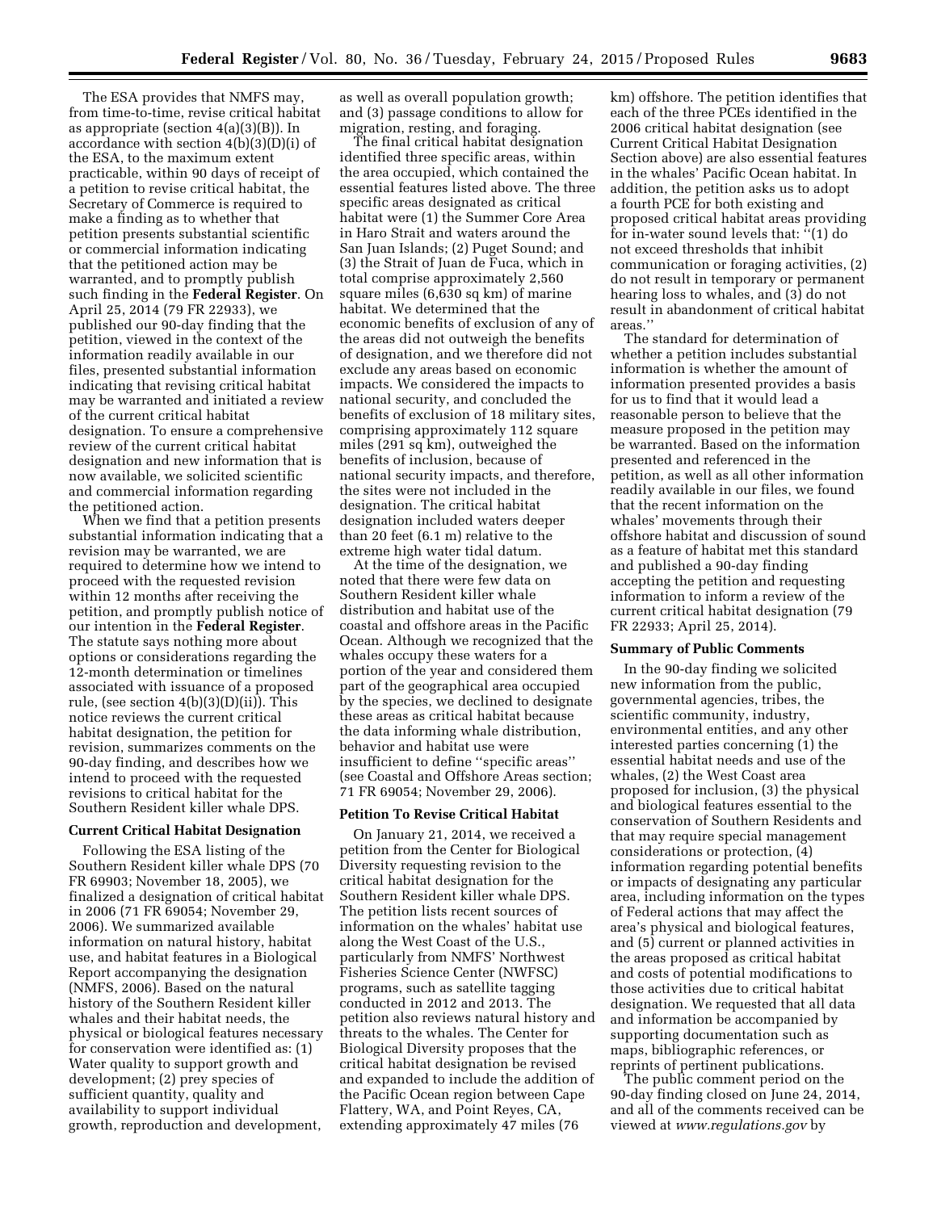The ESA provides that NMFS may, from time-to-time, revise critical habitat as appropriate (section 4(a)(3)(B)). In accordance with section 4(b)(3)(D)(i) of the ESA, to the maximum extent practicable, within 90 days of receipt of a petition to revise critical habitat, the Secretary of Commerce is required to make a finding as to whether that petition presents substantial scientific or commercial information indicating that the petitioned action may be warranted, and to promptly publish such finding in the **Federal Register**. On April 25, 2014 (79 FR 22933), we published our 90-day finding that the petition, viewed in the context of the information readily available in our files, presented substantial information indicating that revising critical habitat may be warranted and initiated a review of the current critical habitat designation. To ensure a comprehensive review of the current critical habitat designation and new information that is now available, we solicited scientific and commercial information regarding the petitioned action.

When we find that a petition presents substantial information indicating that a revision may be warranted, we are required to determine how we intend to proceed with the requested revision within 12 months after receiving the petition, and promptly publish notice of our intention in the **Federal Register**. The statute says nothing more about options or considerations regarding the 12-month determination or timelines associated with issuance of a proposed rule, (see section 4(b)(3)(D)(ii)). This notice reviews the current critical habitat designation, the petition for revision, summarizes comments on the 90-day finding, and describes how we intend to proceed with the requested revisions to critical habitat for the Southern Resident killer whale DPS.

**Current Critical Habitat Designation**

Following the ESA listing of the Southern Resident killer whale DPS (70 FR 69903; November 18, 2005), we finalized a designation of critical habitat in 2006 (71 FR 69054; November 29, 2006). We summarized available information on natural history, habitat use, and habitat features in a Biological Report accompanying the designation (NMFS, 2006). Based on the natural history of the Southern Resident killer whales and their habitat needs, the physical or biological features necessary for conservation were identified as: (1) Water quality to support growth and development; (2) prey species of sufficient quantity, quality and availability to support individual growth, reproduction and development, as well as overall population growth; and (3) passage conditions to allow for migration, resting, and foraging.

The final critical habitat designation identified three specific areas, within the area occupied, which contained the essential features listed above. The three specific areas designated as critical habitat were (1) the Summer Core Area in Haro Strait and waters around the San Juan Islands; (2) Puget Sound; and (3) the Strait of Juan de Fuca, which in total comprise approximately 2,560 square miles (6,630 sq km) of marine habitat. We determined that the economic benefits of exclusion of any of the areas did not outweigh the benefits of designation, and we therefore did not exclude any areas based on economic impacts. We considered the impacts to national security, and concluded the benefits of exclusion of 18 military sites, comprising approximately 112 square miles (291 sq km), outweighed the benefits of inclusion, because of national security impacts, and therefore, the sites were not included in the designation. The critical habitat designation included waters deeper than 20 feet (6.1 m) relative to the extreme high water tidal datum.

At the time of the designation, we noted that there were few data on Southern Resident killer whale distribution and habitat use of the coastal and offshore areas in the Pacific Ocean. Although we recognized that the whales occupy these waters for a portion of the year and considered them part of the geographical area occupied by the species, we declined to designate these areas as critical habitat because the data informing whale distribution, behavior and habitat use were insufficient to define ''specific areas'' (see Coastal and Offshore Areas section; 71 FR 69054; November 29, 2006).

**Petition To Revise Critical Habitat**

On January 21, 2014, we received a petition from the Center for Biological Diversity requesting revision to the critical habitat designation for the Southern Resident killer whale DPS. The petition lists recent sources of information on the whales' habitat use along the West Coast of the U.S., particularly from NMFS' Northwest Fisheries Science Center (NWFSC) programs, such as satellite tagging conducted in 2012 and 2013. The petition also reviews natural history and threats to the whales. The Center for Biological Diversity proposes that the critical habitat designation be revised and expanded to include the addition of the Pacific Ocean region between Cape Flattery, WA, and Point Reyes, CA, extending approximately 47 miles (76 km) offshore. The petition identifies that each of the three PCEs identified in the 2006 critical habitat designation (see Current Critical Habitat Designation Section above) are also essential features in the whales' Pacific Ocean habitat. In addition, the petition asks us to adopt a fourth PCE for both existing and proposed critical habitat areas providing for in-water sound levels that: ''(1) do not exceed thresholds that inhibit communication or foraging activities, (2) do not result in temporary or permanent hearing loss to whales, and (3) do not result in abandonment of critical habitat areas.''

The standard for determination of whether a petition includes substantial information is whether the amount of information presented provides a basis for us to find that it would lead a reasonable person to believe that the measure proposed in the petition may be warranted. Based on the information presented and referenced in the petition, as well as all other information readily available in our files, we found that the recent information on the whales' movements through their offshore habitat and discussion of sound as a feature of habitat met this standard and published a 90-day finding accepting the petition and requesting information to inform a review of the current critical habitat designation (79 FR 22933; April 25, 2014).

**Summary of Public Comments**

In the 90-day finding we solicited new information from the public, governmental agencies, tribes, the scientific community, industry, environmental entities, and any other interested parties concerning (1) the essential habitat needs and use of the whales, (2) the West Coast area proposed for inclusion, (3) the physical and biological features essential to the conservation of Southern Residents and that may require special management considerations or protection, (4) information regarding potential benefits or impacts of designating any particular area, including information on the types of Federal actions that may affect the area's physical and biological features, and (5) current or planned activities in the areas proposed as critical habitat and costs of potential modifications to those activities due to critical habitat designation. We requested that all data and information be accompanied by supporting documentation such as maps, bibliographic references, or reprints of pertinent publications.

The public comment period on the 90-day finding closed on June 24, 2014, and all of the comments received can be viewed at *www.regulations.gov* by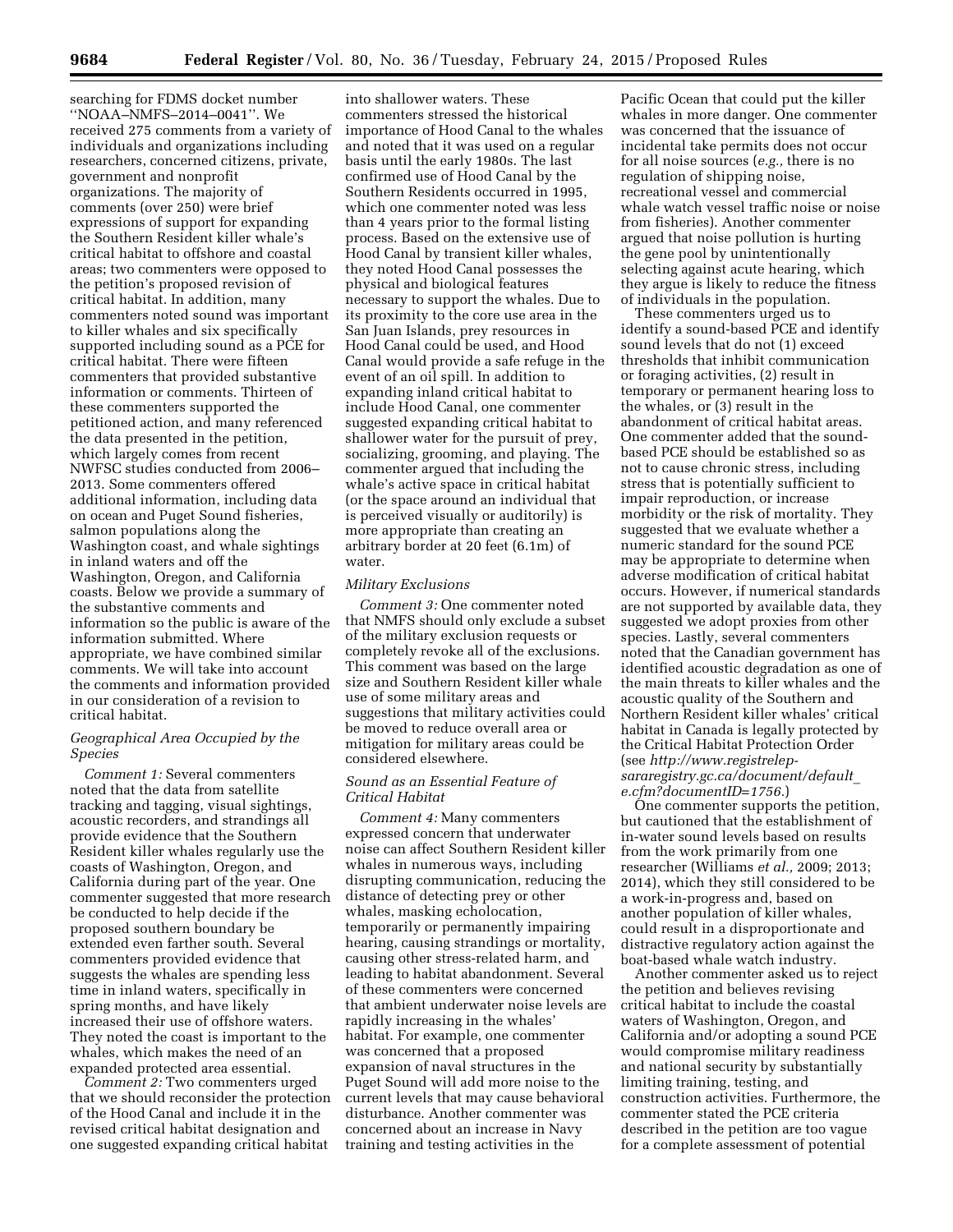searching for FDMS docket number ''NOAA–NMFS–2014–0041''. We received 275 comments from a variety of individuals and organizations including researchers, concerned citizens, private, government and nonprofit organizations. The majority of comments (over 250) were brief expressions of support for expanding the Southern Resident killer whale's critical habitat to offshore and coastal areas; two commenters were opposed to the petition's proposed revision of critical habitat. In addition, many commenters noted sound was important to killer whales and six specifically supported including sound as a PCE for critical habitat. There were fifteen commenters that provided substantive information or comments. Thirteen of these commenters supported the petitioned action, and many referenced the data presented in the petition, which largely comes from recent NWFSC studies conducted from 2006–2013. Some commenters offered additional information, including data on ocean and Puget Sound fisheries, salmon populations along the Washington coast, and whale sightings in inland waters and off the Washington, Oregon, and California coasts. Below we provide a summary of the substantive comments and information so the public is aware of the information submitted. Where appropriate, we have combined similar comments. We will take into account the comments and information provided in our consideration of a revision to critical habitat.

*Geographical Area Occupied by the Species*

*Comment 1:* Several commenters noted that the data from satellite tracking and tagging, visual sightings, acoustic recorders, and strandings all provide evidence that the Southern Resident killer whales regularly use the coasts of Washington, Oregon, and California during part of the year. One commenter suggested that more research be conducted to help decide if the proposed southern boundary be extended even farther south. Several commenters provided evidence that suggests the whales are spending less time in inland waters, specifically in spring months, and have likely increased their use of offshore waters. They noted the coast is important to the whales, which makes the need of an expanded protected area essential.

*Comment 2:* Two commenters urged that we should reconsider the protection of the Hood Canal and include it in the revised critical habitat designation and one suggested expanding critical habitat into shallower waters. These commenters stressed the historical importance of Hood Canal to the whales and noted that it was used on a regular basis until the early 1980s. The last confirmed use of Hood Canal by the Southern Residents occurred in 1995, which one commenter noted was less than 4 years prior to the formal listing process. Based on the extensive use of Hood Canal by transient killer whales, they noted Hood Canal possesses the physical and biological features necessary to support the whales. Due to its proximity to the core use area in the San Juan Islands, prey resources in Hood Canal could be used, and Hood Canal would provide a safe refuge in the event of an oil spill. In addition to expanding inland critical habitat to include Hood Canal, one commenter suggested expanding critical habitat to shallower water for the pursuit of prey, socializing, grooming, and playing. The commenter argued that including the whale's active space in critical habitat (or the space around an individual that is perceived visually or auditorily) is more appropriate than creating an arbitrary border at 20 feet (6.1m) of water.

*Military Exclusions*

*Comment 3:* One commenter noted that NMFS should only exclude a subset of the military exclusion requests or completely revoke all of the exclusions. This comment was based on the large size and Southern Resident killer whale use of some military areas and suggestions that military activities could be moved to reduce overall area or mitigation for military areas could be considered elsewhere.

*Sound as an Essential Feature of Critical Habitat*

*Comment 4:* Many commenters expressed concern that underwater noise can affect Southern Resident killer whales in numerous ways, including disrupting communication, reducing the distance of detecting prey or other whales, masking echolocation, temporarily or permanently impairing hearing, causing strandings or mortality, causing other stress-related harm, and leading to habitat abandonment. Several of these commenters were concerned that ambient underwater noise levels are rapidly increasing in the whales' habitat. For example, one commenter was concerned that a proposed expansion of naval structures in the Puget Sound will add more noise to the current levels that may cause behavioral disturbance. Another commenter was concerned about an increase in Navy training and testing activities in the Pacific Ocean that could put the killer whales in more danger. One commenter was concerned that the issuance of incidental take permits does not occur for all noise sources (*e.g.,* there is no regulation of shipping noise, recreational vessel and commercial whale watch vessel traffic noise or noise from fisheries). Another commenter argued that noise pollution is hurting the gene pool by unintentionally selecting against acute hearing, which they argue is likely to reduce the fitness of individuals in the population.

These commenters urged us to identify a sound-based PCE and identify sound levels that do not (1) exceed thresholds that inhibit communication or foraging activities, (2) result in temporary or permanent hearing loss to the whales, or (3) result in the abandonment of critical habitat areas. One commenter added that the sound-based PCE should be established so as not to cause chronic stress, including stress that is potentially sufficient to impair reproduction, or increase morbidity or the risk of mortality. They suggested that we evaluate whether a numeric standard for the sound PCE may be appropriate to determine when adverse modification of critical habitat occurs. However, if numerical standards are not supported by available data, they suggested we adopt proxies from other species. Lastly, several commenters noted that the Canadian government has identified acoustic degradation as one of the main threats to killer whales and the acoustic quality of the Southern and Northern Resident killer whales' critical habitat in Canada is legally protected by the Critical Habitat Protection Order (see *http://www.registrelep-sararegistry.gc.ca/document/default_e.cfm?documentID=1756.*)

One commenter supports the petition, but cautioned that the establishment of in-water sound levels based on results from the work primarily from one researcher (Williams *et al.,* 2009; 2013; 2014), which they still considered to be a work-in-progress and, based on another population of killer whales, could result in a disproportionate and distractive regulatory action against the boat-based whale watch industry.

Another commenter asked us to reject the petition and believes revising critical habitat to include the coastal waters of Washington, Oregon, and California and/or adopting a sound PCE would compromise military readiness and national security by substantially limiting training, testing, and construction activities. Furthermore, the commenter stated the PCE criteria described in the petition are too vague for a complete assessment of potential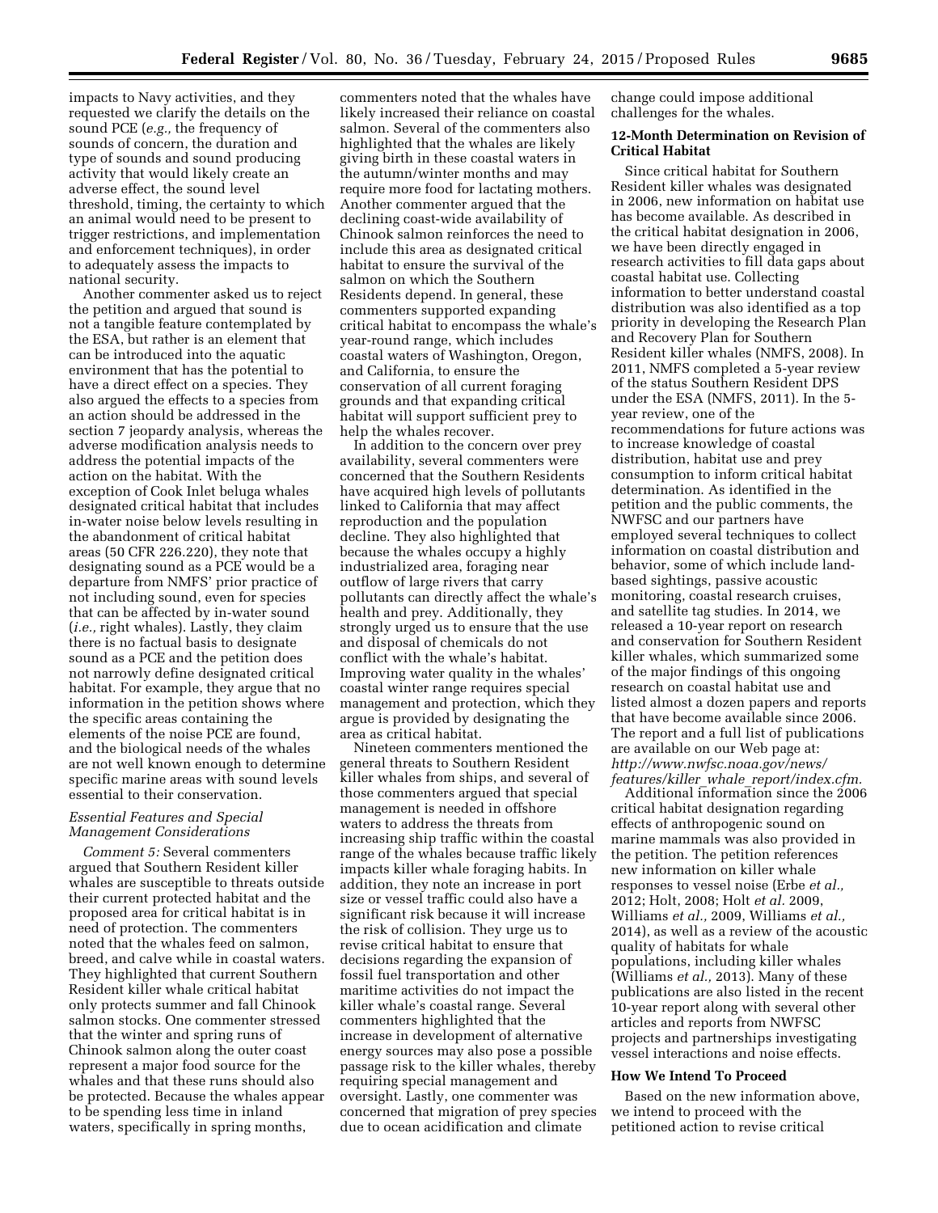impacts to Navy activities, and they requested we clarify the details on the sound PCE (*e.g.,* the frequency of sounds of concern, the duration and type of sounds and sound producing activity that would likely create an adverse effect, the sound level threshold, timing, the certainty to which an animal would need to be present to trigger restrictions, and implementation and enforcement techniques), in order to adequately assess the impacts to national security.

Another commenter asked us to reject the petition and argued that sound is not a tangible feature contemplated by the ESA, but rather is an element that can be introduced into the aquatic environment that has the potential to have a direct effect on a species. They also argued the effects to a species from an action should be addressed in the section 7 jeopardy analysis, whereas the adverse modification analysis needs to address the potential impacts of the action on the habitat. With the exception of Cook Inlet beluga whales designated critical habitat that includes in-water noise below levels resulting in the abandonment of critical habitat areas (50 CFR 226.220), they note that designating sound as a PCE would be a departure from NMFS' prior practice of not including sound, even for species that can be affected by in-water sound (*i.e.,* right whales). Lastly, they claim there is no factual basis to designate sound as a PCE and the petition does not narrowly define designated critical habitat. For example, they argue that no information in the petition shows where the specific areas containing the elements of the noise PCE are found, and the biological needs of the whales are not well known enough to determine specific marine areas with sound levels essential to their conservation.

### *Essential Features and Special Management Considerations*

*Comment 5:* Several commenters argued that Southern Resident killer whales are susceptible to threats outside their current protected habitat and the proposed area for critical habitat is in need of protection. The commenters noted that the whales feed on salmon, breed, and calve while in coastal waters. They highlighted that current Southern Resident killer whale critical habitat only protects summer and fall Chinook salmon stocks. One commenter stressed that the winter and spring runs of Chinook salmon along the outer coast represent a major food source for the whales and that these runs should also be protected. Because the whales appear to be spending less time in inland waters, specifically in spring months, commenters noted that the whales have likely increased their reliance on coastal salmon. Several of the commenters also highlighted that the whales are likely giving birth in these coastal waters in the autumn/winter months and may require more food for lactating mothers. Another commenter argued that the declining coast-wide availability of Chinook salmon reinforces the need to include this area as designated critical habitat to ensure the survival of the salmon on which the Southern Residents depend. In general, these commenters supported expanding critical habitat to encompass the whale's year-round range, which includes coastal waters of Washington, Oregon, and California, to ensure the conservation of all current foraging grounds and that expanding critical habitat will support sufficient prey to help the whales recover.

In addition to the concern over prey availability, several commenters were concerned that the Southern Residents have acquired high levels of pollutants linked to California that may affect reproduction and the population decline. They also highlighted that because the whales occupy a highly industrialized area, foraging near outflow of large rivers that carry pollutants can directly affect the whale's health and prey. Additionally, they strongly urged us to ensure that the use and disposal of chemicals do not conflict with the whale's habitat. Improving water quality in the whales' coastal winter range requires special management and protection, which they argue is provided by designating the area as critical habitat.

Nineteen commenters mentioned the general threats to Southern Resident killer whales from ships, and several of those commenters argued that special management is needed in offshore waters to address the threats from increasing ship traffic within the coastal range of the whales because traffic likely impacts killer whale foraging habits. In addition, they note an increase in port size or vessel traffic could also have a significant risk because it will increase the risk of collision. They urge us to revise critical habitat to ensure that decisions regarding the expansion of fossil fuel transportation and other maritime activities do not impact the killer whale's coastal range. Several commenters highlighted that the increase in development of alternative energy sources may also pose a possible passage risk to the killer whales, thereby requiring special management and oversight. Lastly, one commenter was concerned that migration of prey species due to ocean acidification and climate change could impose additional challenges for the whales.

## 12-Month Determination on Revision of Critical Habitat

Since critical habitat for Southern Resident killer whales was designated in 2006, new information on habitat use has become available. As described in the critical habitat designation in 2006, we have been directly engaged in research activities to fill data gaps about coastal habitat use. Collecting information to better understand coastal distribution was also identified as a top priority in developing the Research Plan and Recovery Plan for Southern Resident killer whales (NMFS, 2008). In 2011, NMFS completed a 5-year review of the status Southern Resident DPS under the ESA (NMFS, 2011). In the 5-year review, one of the recommendations for future actions was to increase knowledge of coastal distribution, habitat use and prey consumption to inform critical habitat determination. As identified in the petition and the public comments, the NWFSC and our partners have employed several techniques to collect information on coastal distribution and behavior, some of which include land-based sightings, passive acoustic monitoring, coastal research cruises, and satellite tag studies. In 2014, we released a 10-year report on research and conservation for Southern Resident killer whales, which summarized some of the major findings of this ongoing research on coastal habitat use and listed almost a dozen papers and reports that have become available since 2006. The report and a full list of publications are available on our Web page at: *http://www.nwfsc.noaa.gov/news/features/killer_whale_report/index.cfm.*

Additional information since the 2006 critical habitat designation regarding effects of anthropogenic sound on marine mammals was also provided in the petition. The petition references new information on killer whale responses to vessel noise (Erbe *et al.,* 2012; Holt, 2008; Holt *et al.* 2009, Williams *et al.,* 2009, Williams *et al.,* 2014), as well as a review of the acoustic quality of habitats for whale populations, including killer whales (Williams *et al.,* 2013). Many of these publications are also listed in the recent 10-year report along with several other articles and reports from NWFSC projects and partnerships investigating vessel interactions and noise effects.

## How We Intend To Proceed

Based on the new information above, we intend to proceed with the petitioned action to revise critical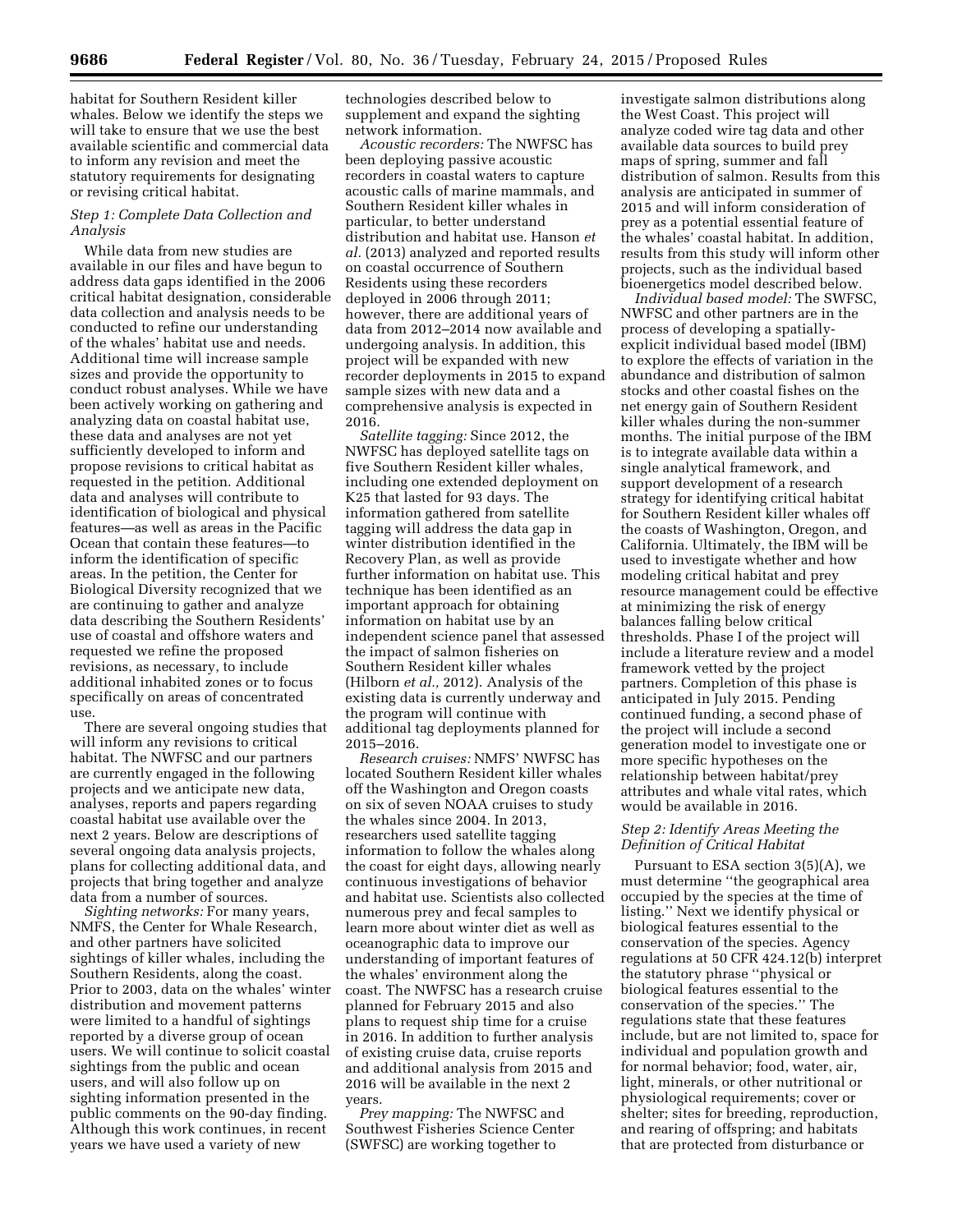habitat for Southern Resident killer whales. Below we identify the steps we will take to ensure that we use the best available scientific and commercial data to inform any revision and meet the statutory requirements for designating or revising critical habitat.

### *Step 1: Complete Data Collection and Analysis*

While data from new studies are available in our files and have begun to address data gaps identified in the 2006 critical habitat designation, considerable data collection and analysis needs to be conducted to refine our understanding of the whales' habitat use and needs. Additional time will increase sample sizes and provide the opportunity to conduct robust analyses. While we have been actively working on gathering and analyzing data on coastal habitat use, these data and analyses are not yet sufficiently developed to inform and propose revisions to critical habitat as requested in the petition. Additional data and analyses will contribute to identification of biological and physical features—as well as areas in the Pacific Ocean that contain these features—to inform the identification of specific areas. In the petition, the Center for Biological Diversity recognized that we are continuing to gather and analyze data describing the Southern Residents' use of coastal and offshore waters and requested we refine the proposed revisions, as necessary, to include additional inhabited zones or to focus specifically on areas of concentrated use.

There are several ongoing studies that will inform any revisions to critical habitat. The NWFSC and our partners are currently engaged in the following projects and we anticipate new data, analyses, reports and papers regarding coastal habitat use available over the next 2 years. Below are descriptions of several ongoing data analysis projects, plans for collecting additional data, and projects that bring together and analyze data from a number of sources.

*Sighting networks:* For many years, NMFS, the Center for Whale Research, and other partners have solicited sightings of killer whales, including the Southern Residents, along the coast. Prior to 2003, data on the whales' winter distribution and movement patterns were limited to a handful of sightings reported by a diverse group of ocean users. We will continue to solicit coastal sightings from the public and ocean users, and will also follow up on sighting information presented in the public comments on the 90-day finding. Although this work continues, in recent years we have used a variety of new technologies described below to supplement and expand the sighting network information.

*Acoustic recorders:* The NWFSC has been deploying passive acoustic recorders in coastal waters to capture acoustic calls of marine mammals, and Southern Resident killer whales in particular, to better understand distribution and habitat use. Hanson *et al.* (2013) analyzed and reported results on coastal occurrence of Southern Residents using these recorders deployed in 2006 through 2011; however, there are additional years of data from 2012–2014 now available and undergoing analysis. In addition, this project will be expanded with new recorder deployments in 2015 to expand sample sizes with new data and a comprehensive analysis is expected in 2016.

*Satellite tagging:* Since 2012, the NWFSC has deployed satellite tags on five Southern Resident killer whales, including one extended deployment on K25 that lasted for 93 days. The information gathered from satellite tagging will address the data gap in winter distribution identified in the Recovery Plan, as well as provide further information on habitat use. This technique has been identified as an important approach for obtaining information on habitat use by an independent science panel that assessed the impact of salmon fisheries on Southern Resident killer whales (Hilborn *et al.,* 2012). Analysis of the existing data is currently underway and the program will continue with additional tag deployments planned for 2015–2016.

*Research cruises:* NMFS' NWFSC has located Southern Resident killer whales off the Washington and Oregon coasts on six of seven NOAA cruises to study the whales since 2004. In 2013, researchers used satellite tagging information to follow the whales along the coast for eight days, allowing nearly continuous investigations of behavior and habitat use. Scientists also collected numerous prey and fecal samples to learn more about winter diet as well as oceanographic data to improve our understanding of important features of the whales' environment along the coast. The NWFSC has a research cruise planned for February 2015 and also plans to request ship time for a cruise in 2016. In addition to further analysis of existing cruise data, cruise reports and additional analysis from 2015 and 2016 will be available in the next 2 years.

*Prey mapping:* The NWFSC and Southwest Fisheries Science Center (SWFSC) are working together to investigate salmon distributions along the West Coast. This project will analyze coded wire tag data and other available data sources to build prey maps of spring, summer and fall distribution of salmon. Results from this analysis are anticipated in summer of 2015 and will inform consideration of prey as a potential essential feature of the whales' coastal habitat. In addition, results from this study will inform other projects, such as the individual based bioenergetics model described below.

*Individual based model:* The SWFSC, NWFSC and other partners are in the process of developing a spatially-explicit individual based model (IBM) to explore the effects of variation in the abundance and distribution of salmon stocks and other coastal fishes on the net energy gain of Southern Resident killer whales during the non-summer months. The initial purpose of the IBM is to integrate available data within a single analytical framework, and support development of a research strategy for identifying critical habitat for Southern Resident killer whales off the coasts of Washington, Oregon, and California. Ultimately, the IBM will be used to investigate whether and how modeling critical habitat and prey resource management could be effective at minimizing the risk of energy balances falling below critical thresholds. Phase I of the project will include a literature review and a model framework vetted by the project partners. Completion of this phase is anticipated in July 2015. Pending continued funding, a second phase of the project will include a second generation model to investigate one or more specific hypotheses on the relationship between habitat/prey attributes and whale vital rates, which would be available in 2016.

### *Step 2: Identify Areas Meeting the Definition of Critical Habitat*

Pursuant to ESA section 3(5)(A), we must determine ''the geographical area occupied by the species at the time of listing.'' Next we identify physical or biological features essential to the conservation of the species. Agency regulations at 50 CFR 424.12(b) interpret the statutory phrase ''physical or biological features essential to the conservation of the species.'' The regulations state that these features include, but are not limited to, space for individual and population growth and for normal behavior; food, water, air, light, minerals, or other nutritional or physiological requirements; cover or shelter; sites for breeding, reproduction, and rearing of offspring; and habitats that are protected from disturbance or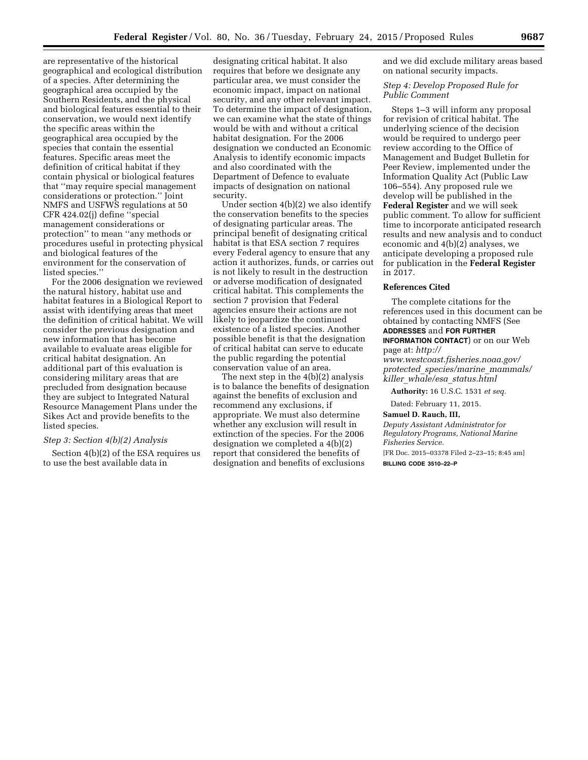are representative of the historical geographical and ecological distribution of a species. After determining the geographical area occupied by the Southern Residents, and the physical and biological features essential to their conservation, we would next identify the specific areas within the geographical area occupied by the species that contain the essential features. Specific areas meet the definition of critical habitat if they contain physical or biological features that ''may require special management considerations or protection.'' Joint NMFS and USFWS regulations at 50 CFR 424.02(j) define ''special management considerations or protection'' to mean ''any methods or procedures useful in protecting physical and biological features of the environment for the conservation of listed species.''

For the 2006 designation we reviewed the natural history, habitat use and habitat features in a Biological Report to assist with identifying areas that meet the definition of critical habitat. We will consider the previous designation and new information that has become available to evaluate areas eligible for critical habitat designation. An additional part of this evaluation is considering military areas that are precluded from designation because they are subject to Integrated Natural Resource Management Plans under the Sikes Act and provide benefits to the listed species.

*Step 3: Section 4(b)(2) Analysis*

Section 4(b)(2) of the ESA requires us to use the best available data in designating critical habitat. It also requires that before we designate any particular area, we must consider the economic impact, impact on national security, and any other relevant impact. To determine the impact of designation, we can examine what the state of things would be with and without a critical habitat designation. For the 2006 designation we conducted an Economic Analysis to identify economic impacts and also coordinated with the Department of Defence to evaluate impacts of designation on national security.

Under section 4(b)(2) we also identify the conservation benefits to the species of designating particular areas. The principal benefit of designating critical habitat is that ESA section 7 requires every Federal agency to ensure that any action it authorizes, funds, or carries out is not likely to result in the destruction or adverse modification of designated critical habitat. This complements the section 7 provision that Federal agencies ensure their actions are not likely to jeopardize the continued existence of a listed species. Another possible benefit is that the designation of critical habitat can serve to educate the public regarding the potential conservation value of an area.

The next step in the 4(b)(2) analysis is to balance the benefits of designation against the benefits of exclusion and recommend any exclusions, if appropriate. We must also determine whether any exclusion will result in extinction of the species. For the 2006 designation we completed a 4(b)(2) report that considered the benefits of designation and benefits of exclusions and we did exclude military areas based on national security impacts.

*Step 4: Develop Proposed Rule for Public Comment*

Steps 1–3 will inform any proposal for revision of critical habitat. The underlying science of the decision would be required to undergo peer review according to the Office of Management and Budget Bulletin for Peer Review, implemented under the Information Quality Act (Public Law 106–554). Any proposed rule we develop will be published in the **Federal Register** and we will seek public comment. To allow for sufficient time to incorporate anticipated research results and new analysis and to conduct economic and 4(b)(2) analyses, we anticipate developing a proposed rule for publication in the **Federal Register** in 2017.

## References Cited

The complete citations for the references used in this document can be obtained by contacting NMFS (See **ADDRESSES** and **FOR FURTHER INFORMATION CONTACT**) or on our Web page at: *http://www.westcoast.fisheries.noaa.gov/protected_species/marine_mammals/killer_whale/esa_status.html*

**Authority:** 16 U.S.C. 1531 *et seq.*

Dated: February 11, 2015.

**Samuel D. Rauch, III,**

*Deputy Assistant Administrator for Regulatory Programs, National Marine Fisheries Service.*

[FR Doc. 2015–03378 Filed 2–23–15; 8:45 am]

**BILLING CODE 3510–22–P**